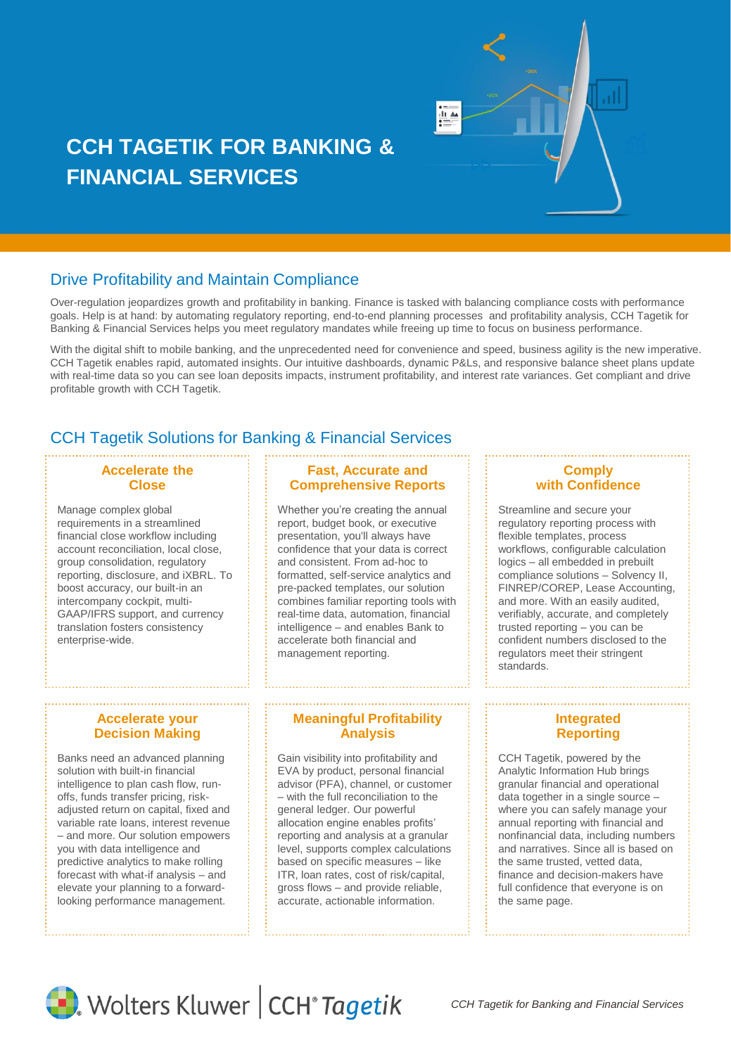# CCH TAGETIK FOR BANKING & FINANCIAL SERVICES

## Drive Profitability and Maintain Compliance

Over-regulation jeopardizes growth and profitability in banking. Finance is tasked with balancing compliance costs with performance goals. Help is at hand: by automating regulatory reporting, end-to-end planning processes and profitability analysis, CCH Tagetik for Banking & Financial Services helps you meet regulatory mandates while freeing up time to focus on business performance.

With the digital shift to mobile banking, and the unprecedented need for convenience and speed, business agility is the new imperative. CCH Tagetik enables rapid, automated insights. Our intuitive dashboards, dynamic P&Ls, and responsive balance sheet plans update with real-time data so you can see loan deposits impacts, instrument profitability, and interest rate variances. Get compliant and drive profitable growth with CCH Tagetik.

## CCH Tagetik Solutions for Banking & Financial Services

### Accelerate the Close

Manage complex global requirements in a streamlined financial close workflow including account reconciliation, local close, group consolidation, regulatory reporting, disclosure, and iXBRL. To boost accuracy, our built-in an intercompany cockpit, multi-GAAP/IFRS support, and currency translation fosters consistency enterprise-wide.

### Fast, Accurate and Comprehensive Reports

Whether you're creating the annual report, budget book, or executive presentation, you'll always have confidence that your data is correct and consistent. From ad-hoc to formatted, self-service analytics and pre-packed templates, our solution combines familiar reporting tools with real-time data, automation, financial intelligence – and enables Bank to accelerate both financial and management reporting.

### Comply with Confidence

Streamline and secure your regulatory reporting process with flexible templates, process workflows, configurable calculation logics – all embedded in prebuilt compliance solutions – Solvency II, FINREP/COREP, Lease Accounting, and more. With an easily audited, verifiably, accurate, and completely trusted reporting – you can be confident numbers disclosed to the regulators meet their stringent standards.

### Accelerate your Decision Making

Banks need an advanced planning solution with built-in financial intelligence to plan cash flow, run-offs, funds transfer pricing, risk-adjusted return on capital, fixed and variable rate loans, interest revenue – and more. Our solution empowers you with data intelligence and predictive analytics to make rolling forecast with what-if analysis – and elevate your planning to a forward-looking performance management.

### Meaningful Profitability Analysis

Gain visibility into profitability and EVA by product, personal financial advisor (PFA), channel, or customer – with the full reconciliation to the general ledger. Our powerful allocation engine enables profits' reporting and analysis at a granular level, supports complex calculations based on specific measures – like ITR, loan rates, cost of risk/capital, gross flows – and provide reliable, accurate, actionable information.

### Integrated Reporting

CCH Tagetik, powered by the Analytic Information Hub brings granular financial and operational data together in a single source – where you can safely manage your annual reporting with financial and nonfinancial data, including numbers and narratives. Since all is based on the same trusted, vetted data, finance and decision-makers have full confidence that everyone is on the same page.

Wolters Kluwer | CCH® Tagetik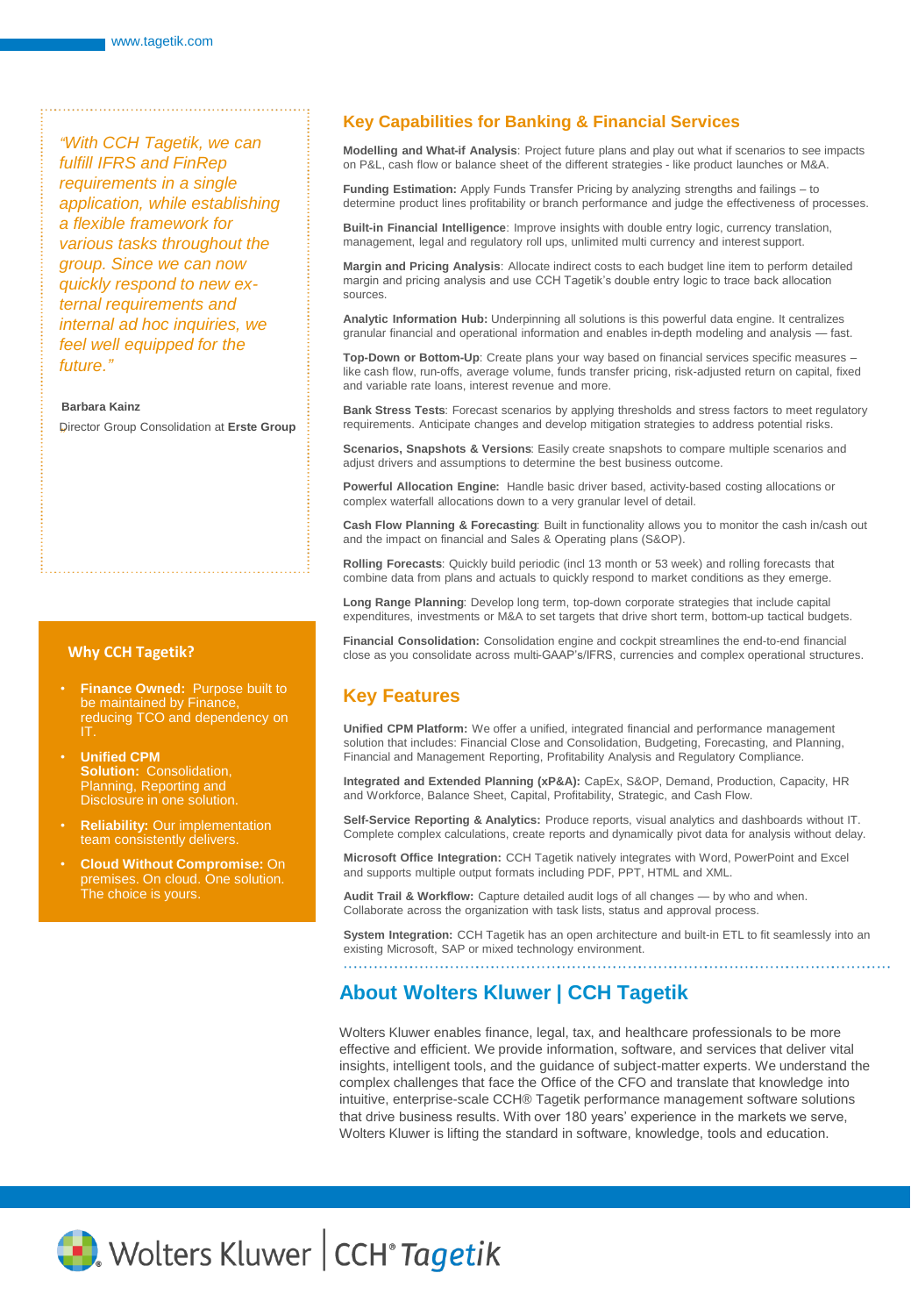*"With CCH Tagetik, we can fulfill IFRS and FinRep requirements in a single application, while establishing a flexible framework for various tasks throughout the group. Since we can now quickly respond to new external requirements and internal ad hoc inquiries, we feel well equipped for the future."*

**Barbara Kainz**

Director Group Consolidation at **Erste Group**

### Why CCH Tagetik?

- **Finance Owned:** Purpose built to be maintained by Finance, reducing TCO and dependency on IT.
- **Unified CPM Solution:** Consolidation, Planning, Reporting and Disclosure in one solution.
- **Reliability:** Our implementation team consistently delivers.
- **Cloud Without Compromise:** On premises. On cloud. One solution. The choice is yours.

## Key Capabilities for Banking & Financial Services

**Modelling and What-if Analysis**: Project future plans and play out what if scenarios to see impacts on P&L, cash flow or balance sheet of the different strategies - like product launches or M&A.

**Funding Estimation:** Apply Funds Transfer Pricing by analyzing strengths and failings – to determine product lines profitability or branch performance and judge the effectiveness of processes.

**Built-in Financial Intelligence**: Improve insights with double entry logic, currency translation, management, legal and regulatory roll ups, unlimited multi currency and interest support.

**Margin and Pricing Analysis**: Allocate indirect costs to each budget line item to perform detailed margin and pricing analysis and use CCH Tagetik's double entry logic to trace back allocation sources.

**Analytic Information Hub:** Underpinning all solutions is this powerful data engine. It centralizes granular financial and operational information and enables in-depth modeling and analysis — fast.

**Top-Down or Bottom-Up**: Create plans your way based on financial services specific measures – like cash flow, run-offs, average volume, funds transfer pricing, risk-adjusted return on capital, fixed and variable rate loans, interest revenue and more.

**Bank Stress Tests**: Forecast scenarios by applying thresholds and stress factors to meet regulatory requirements. Anticipate changes and develop mitigation strategies to address potential risks.

**Scenarios, Snapshots & Versions**: Easily create snapshots to compare multiple scenarios and adjust drivers and assumptions to determine the best business outcome.

**Powerful Allocation Engine:** Handle basic driver based, activity-based costing allocations or complex waterfall allocations down to a very granular level of detail.

**Cash Flow Planning & Forecasting**: Built in functionality allows you to monitor the cash in/cash out and the impact on financial and Sales & Operating plans (S&OP).

**Rolling Forecasts**: Quickly build periodic (incl 13 month or 53 week) and rolling forecasts that combine data from plans and actuals to quickly respond to market conditions as they emerge.

**Long Range Planning**: Develop long term, top-down corporate strategies that include capital expenditures, investments or M&A to set targets that drive short term, bottom-up tactical budgets.

**Financial Consolidation:** Consolidation engine and cockpit streamlines the end-to-end financial close as you consolidate across multi-GAAP's/IFRS, currencies and complex operational structures.

## Key Features

**Unified CPM Platform:** We offer a unified, integrated financial and performance management solution that includes: Financial Close and Consolidation, Budgeting, Forecasting, and Planning, Financial and Management Reporting, Profitability Analysis and Regulatory Compliance.

**Integrated and Extended Planning (xP&A):** CapEx, S&OP, Demand, Production, Capacity, HR and Workforce, Balance Sheet, Capital, Profitability, Strategic, and Cash Flow.

**Self-Service Reporting & Analytics:** Produce reports, visual analytics and dashboards without IT. Complete complex calculations, create reports and dynamically pivot data for analysis without delay.

**Microsoft Office Integration:** CCH Tagetik natively integrates with Word, PowerPoint and Excel and supports multiple output formats including PDF, PPT, HTML and XML.

**Audit Trail & Workflow:** Capture detailed audit logs of all changes — by who and when. Collaborate across the organization with task lists, status and approval process.

**System Integration:** CCH Tagetik has an open architecture and built-in ETL to fit seamlessly into an existing Microsoft, SAP or mixed technology environment.

## About Wolters Kluwer | CCH Tagetik

Wolters Kluwer enables finance, legal, tax, and healthcare professionals to be more effective and efficient. We provide information, software, and services that deliver vital insights, intelligent tools, and the guidance of subject-matter experts. We understand the complex challenges that face the Office of the CFO and translate that knowledge into intuitive, enterprise-scale CCH® Tagetik performance management software solutions that drive business results. With over 180 years' experience in the markets we serve, Wolters Kluwer is lifting the standard in software, knowledge, tools and education.